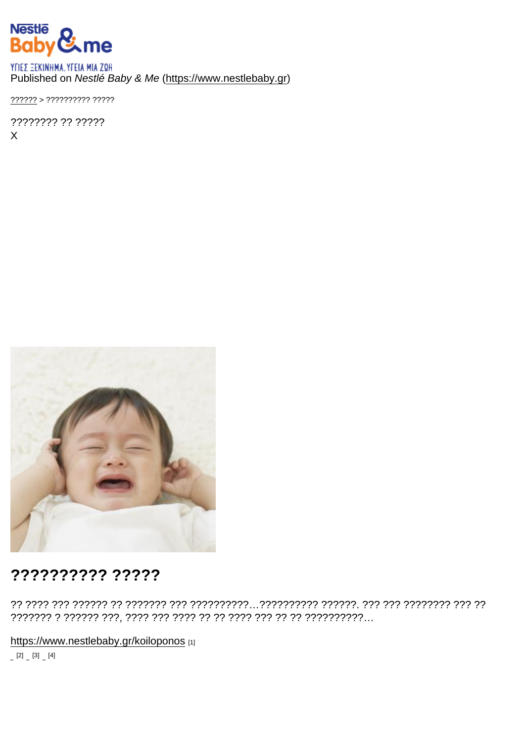ΥΓΙΕΣ ΞΕΚΙΝΗΜΑ. ΥΓΕΙΑ ΜΙΑ ΖΩΗ
Published on *Nestlé Baby & Me* (https://www.nestlebaby.gr)

?????? > ?????????? ?????

???????? ?? ?????
X

## ?????????? ?????

?? ???? ??? ?????? ?? ??????? ??? ??????????…?????????? ??????. ??? ??? ???????? ??? ?? ??????? ? ?????? ???, ???? ??? ???? ?? ?? ???? ??? ?? ?? ??????????…

https://www.nestlebaby.gr/koiloponos [1]

[2] [3] [4]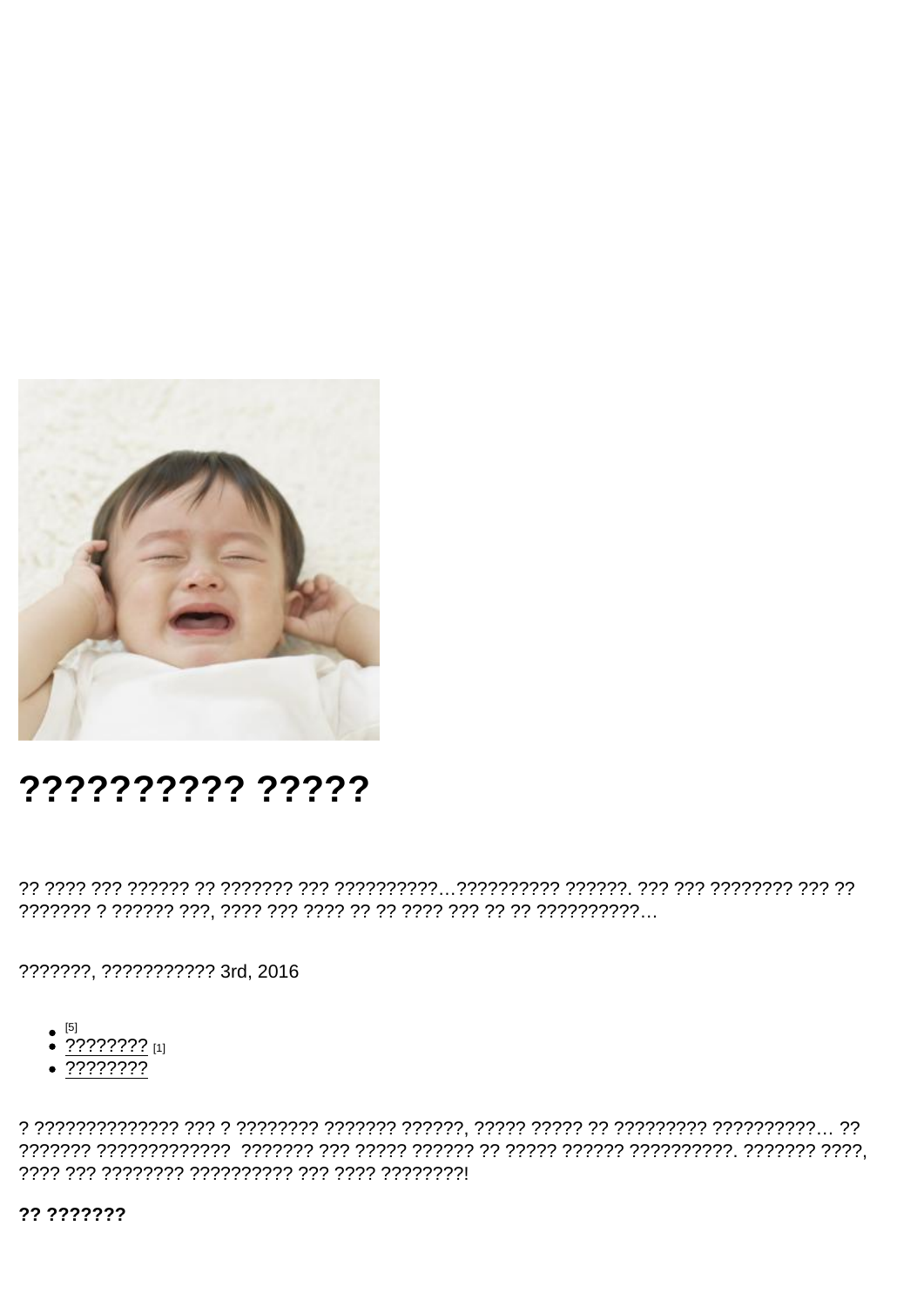# ?????????? ?????

?? ???? ??? ?????? ?? ??????? ??? ??????????…?????????? ??????. ??? ??? ???????? ??? ?? ??????? ? ?????? ???, ???? ??? ???? ?? ?? ???? ??? ?? ?? ??????????…

???????, ??????????? 3rd, 2016

- [5]
- ???????? [1]
- ????????

? ?????????????? ??? ? ???????? ??????? ??????, ????? ????? ?? ????????? ??????????… ?? ??????? ????????????? ??????? ??? ????? ?????? ?? ????? ?????? ??????????. ??????? ????, ???? ??? ???????? ?????????? ??? ???? ????????!

**?? ???????**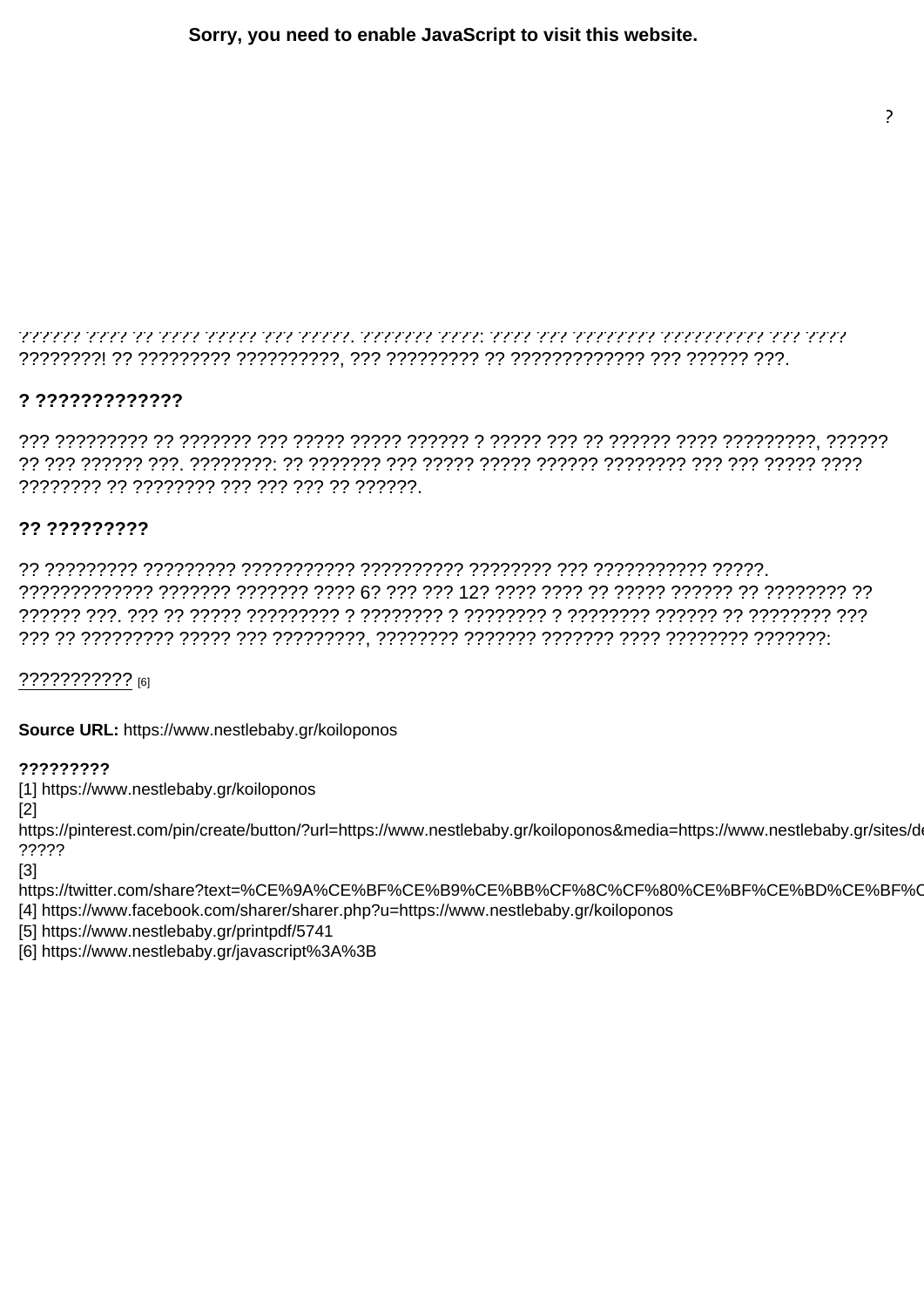Sorry, you need to enable JavaScript to visit this website.

?

?????? ???? ?? ???? ????? ??? ?????. ??????? ????: ???? ??? ???????? ?????????? ??? ???? ????????! ?? ????????? ??????????, ??? ????????? ?? ????????????? ??? ?????? ???.

**? ?????????????**

??? ????????? ?? ??????? ??? ????? ????? ?????? ? ????? ??? ?? ?????? ???? ?????????, ?????? ?? ??? ?????? ???. ????????: ?? ??????? ??? ????? ????? ?????? ???????? ??? ??? ????? ???? ???????? ?? ???????? ??? ??? ??? ?? ??????.

**?? ?????????**

?? ????????? ????????? ??????????? ?????????? ???????? ??? ??????????? ?????. ????????????? ??????? ??????? ???? 6? ??? ??? 12? ???? ???? ?? ????? ?????? ?? ???????? ?? ?????? ???. ??? ?? ????? ????????? ? ???????? ? ???????? ? ???????? ?????? ?? ???????? ??? ??? ?? ????????? ????? ??? ?????????, ???????? ??????? ??????? ???? ???????? ???????:

??????????? [6]

**Source URL:** https://www.nestlebaby.gr/koiloponos

**?????????**

[1] https://www.nestlebaby.gr/koiloponos
[2] https://pinterest.com/pin/create/button/?url=https://www.nestlebaby.gr/koiloponos&media=https://www.nestlebaby.gr/sites/de
?????
[3] https://twitter.com/share?text=%CE%9A%CE%BF%CE%B9%CE%BB%CF%8C%CF%80%CE%BF%CE%BD%CE%BF%C
[4] https://www.facebook.com/sharer/sharer.php?u=https://www.nestlebaby.gr/koiloponos
[5] https://www.nestlebaby.gr/printpdf/5741
[6] https://www.nestlebaby.gr/javascript%3A%3B